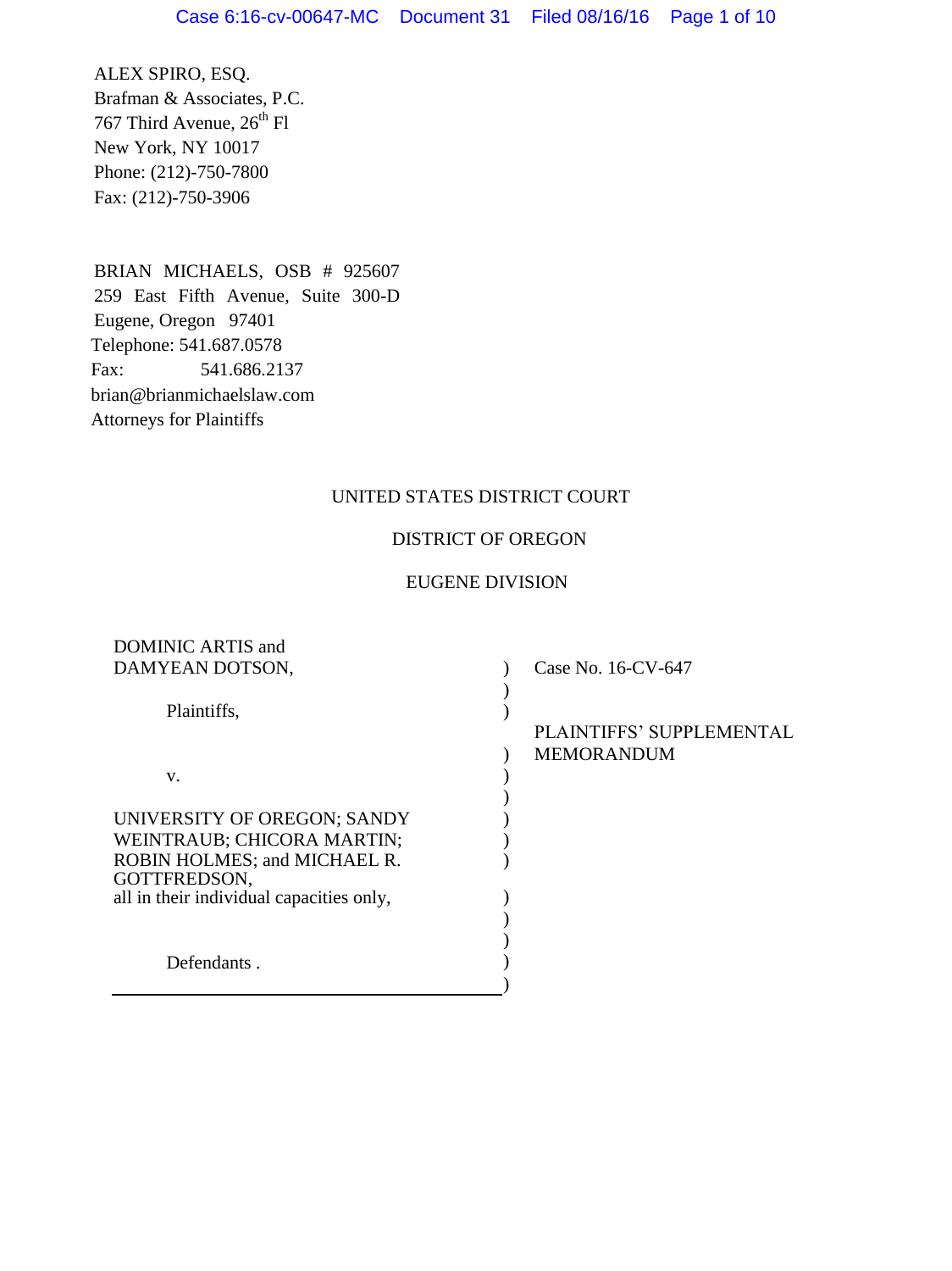ALEX SPIRO, ESQ.
Brafman & Associates, P.C.
767 Third Avenue, 26th Fl
New York, NY 10017
Phone: (212)-750-7800
Fax: (212)-750-3906

BRIAN MICHAELS, OSB # 925607
259 East Fifth Avenue, Suite 300-D
Eugene, Oregon 97401
Telephone: 541.687.0578
Fax: 541.686.2137
brian@brianmichaelslaw.com
Attorneys for Plaintiffs

UNITED STATES DISTRICT COURT

DISTRICT OF OREGON

EUGENE DIVISION

| | |
|---|---|
| DOMINIC ARTIS and DAMYEAN DOTSON,<br><br>Plaintiffs,<br><br>v.<br><br>UNIVERSITY OF OREGON; SANDY WEINTRAUB; CHICORA MARTIN; ROBIN HOLMES; and MICHAEL R. GOTTFREDSON, all in their individual capacities only,<br><br>Defendants . | Case No. 16-CV-647<br><br>PLAINTIFFS' SUPPLEMENTAL MEMORANDUM |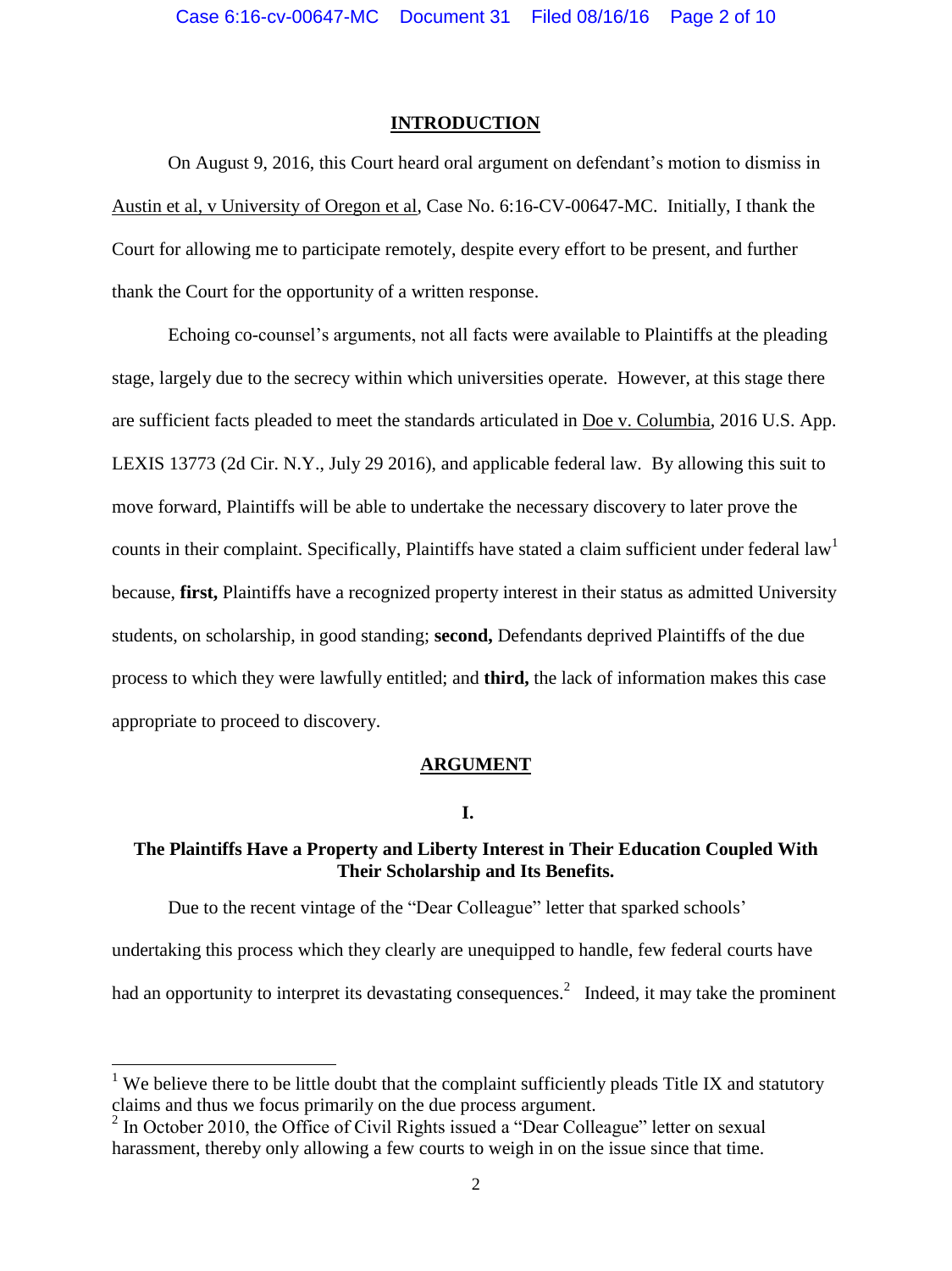## INTRODUCTION

On August 9, 2016, this Court heard oral argument on defendant's motion to dismiss in Austin et al, v University of Oregon et al, Case No. 6:16-CV-00647-MC. Initially, I thank the Court for allowing me to participate remotely, despite every effort to be present, and further thank the Court for the opportunity of a written response.

Echoing co-counsel's arguments, not all facts were available to Plaintiffs at the pleading stage, largely due to the secrecy within which universities operate. However, at this stage there are sufficient facts pleaded to meet the standards articulated in Doe v. Columbia, 2016 U.S. App. LEXIS 13773 (2d Cir. N.Y., July 29 2016), and applicable federal law. By allowing this suit to move forward, Plaintiffs will be able to undertake the necessary discovery to later prove the counts in their complaint. Specifically, Plaintiffs have stated a claim sufficient under federal law[1] because, **first,** Plaintiffs have a recognized property interest in their status as admitted University students, on scholarship, in good standing; **second,** Defendants deprived Plaintiffs of the due process to which they were lawfully entitled; and **third,** the lack of information makes this case appropriate to proceed to discovery.

## ARGUMENT

### I.

### The Plaintiffs Have a Property and Liberty Interest in Their Education Coupled With Their Scholarship and Its Benefits.

Due to the recent vintage of the "Dear Colleague" letter that sparked schools' undertaking this process which they clearly are unequipped to handle, few federal courts have had an opportunity to interpret its devastating consequences.[2] Indeed, it may take the prominent

---

[1] We believe there to be little doubt that the complaint sufficiently pleads Title IX and statutory claims and thus we focus primarily on the due process argument.

[2] In October 2010, the Office of Civil Rights issued a "Dear Colleague" letter on sexual harassment, thereby only allowing a few courts to weigh in on the issue since that time.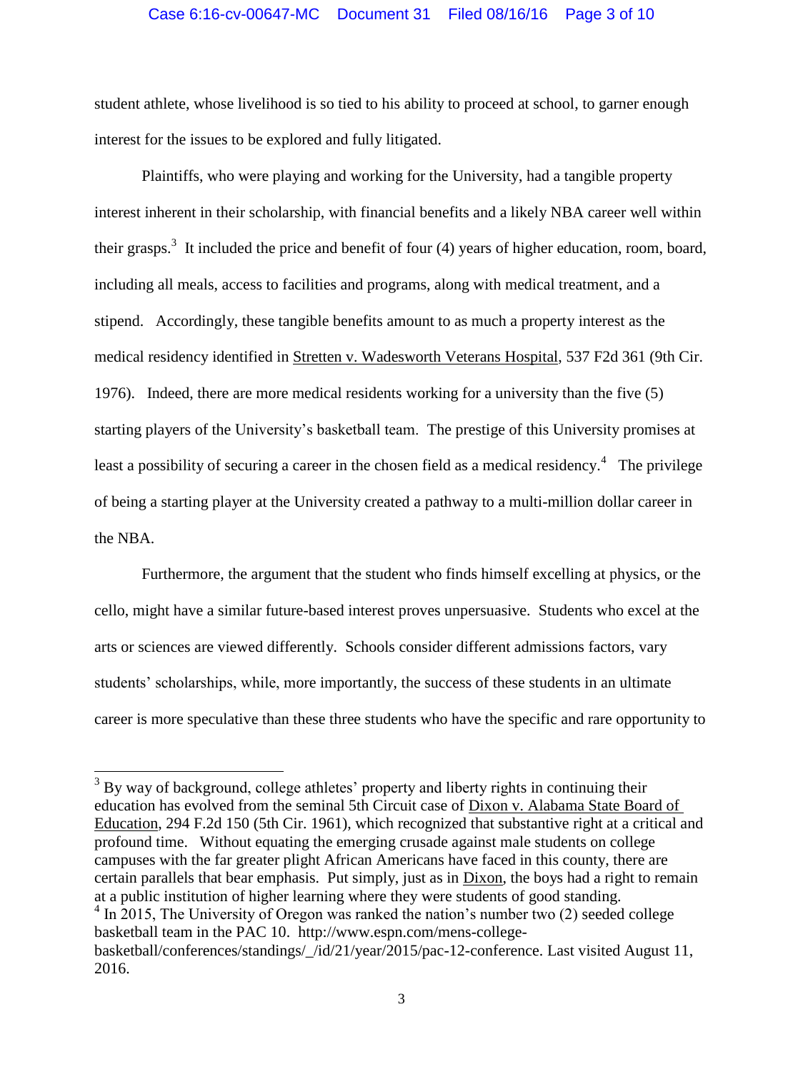student athlete, whose livelihood is so tied to his ability to proceed at school, to garner enough interest for the issues to be explored and fully litigated.

Plaintiffs, who were playing and working for the University, had a tangible property interest inherent in their scholarship, with financial benefits and a likely NBA career well within their grasps.[3] It included the price and benefit of four (4) years of higher education, room, board, including all meals, access to facilities and programs, along with medical treatment, and a stipend. Accordingly, these tangible benefits amount to as much a property interest as the medical residency identified in Stretten v. Wadesworth Veterans Hospital, 537 F2d 361 (9th Cir. 1976). Indeed, there are more medical residents working for a university than the five (5) starting players of the University's basketball team. The prestige of this University promises at least a possibility of securing a career in the chosen field as a medical residency.[4] The privilege of being a starting player at the University created a pathway to a multi-million dollar career in the NBA.

Furthermore, the argument that the student who finds himself excelling at physics, or the cello, might have a similar future-based interest proves unpersuasive. Students who excel at the arts or sciences are viewed differently. Schools consider different admissions factors, vary students' scholarships, while, more importantly, the success of these students in an ultimate career is more speculative than these three students who have the specific and rare opportunity to

---

[3] By way of background, college athletes' property and liberty rights in continuing their education has evolved from the seminal 5th Circuit case of Dixon v. Alabama State Board of Education, 294 F.2d 150 (5th Cir. 1961), which recognized that substantive right at a critical and profound time. Without equating the emerging crusade against male students on college campuses with the far greater plight African Americans have faced in this county, there are certain parallels that bear emphasis. Put simply, just as in Dixon, the boys had a right to remain at a public institution of higher learning where they were students of good standing.

[4] In 2015, The University of Oregon was ranked the nation's number two (2) seeded college basketball team in the PAC 10. http://www.espn.com/mens-college-basketball/conferences/standings/_/id/21/year/2015/pac-12-conference. Last visited August 11, 2016.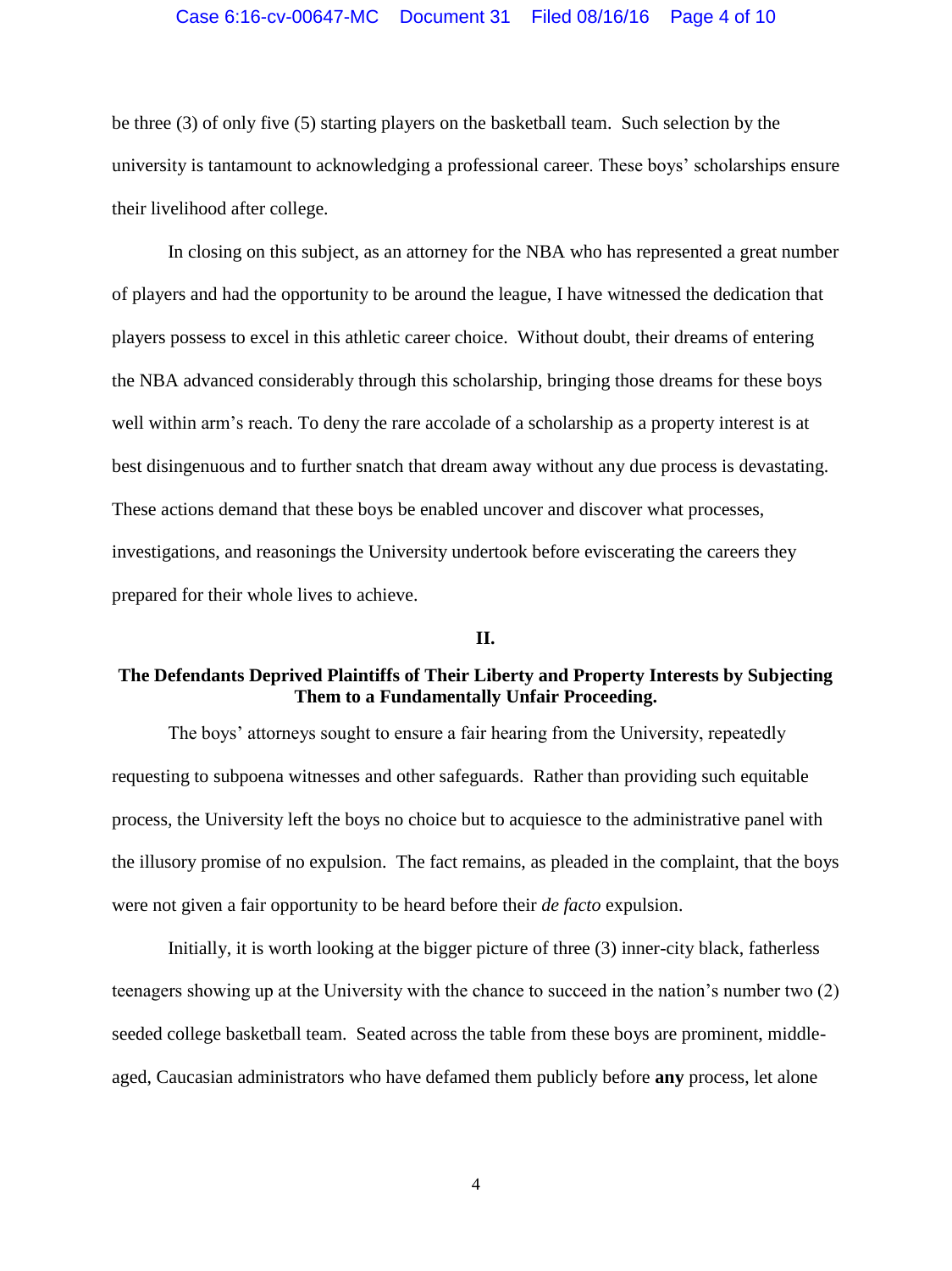be three (3) of only five (5) starting players on the basketball team. Such selection by the university is tantamount to acknowledging a professional career. These boys' scholarships ensure their livelihood after college.

In closing on this subject, as an attorney for the NBA who has represented a great number of players and had the opportunity to be around the league, I have witnessed the dedication that players possess to excel in this athletic career choice. Without doubt, their dreams of entering the NBA advanced considerably through this scholarship, bringing those dreams for these boys well within arm's reach. To deny the rare accolade of a scholarship as a property interest is at best disingenuous and to further snatch that dream away without any due process is devastating. These actions demand that these boys be enabled uncover and discover what processes, investigations, and reasonings the University undertook before eviscerating the careers they prepared for their whole lives to achieve.

## II.

## The Defendants Deprived Plaintiffs of Their Liberty and Property Interests by Subjecting Them to a Fundamentally Unfair Proceeding.

The boys' attorneys sought to ensure a fair hearing from the University, repeatedly requesting to subpoena witnesses and other safeguards. Rather than providing such equitable process, the University left the boys no choice but to acquiesce to the administrative panel with the illusory promise of no expulsion. The fact remains, as pleaded in the complaint, that the boys were not given a fair opportunity to be heard before their *de facto* expulsion.

Initially, it is worth looking at the bigger picture of three (3) inner-city black, fatherless teenagers showing up at the University with the chance to succeed in the nation's number two (2) seeded college basketball team. Seated across the table from these boys are prominent, middle-aged, Caucasian administrators who have defamed them publicly before **any** process, let alone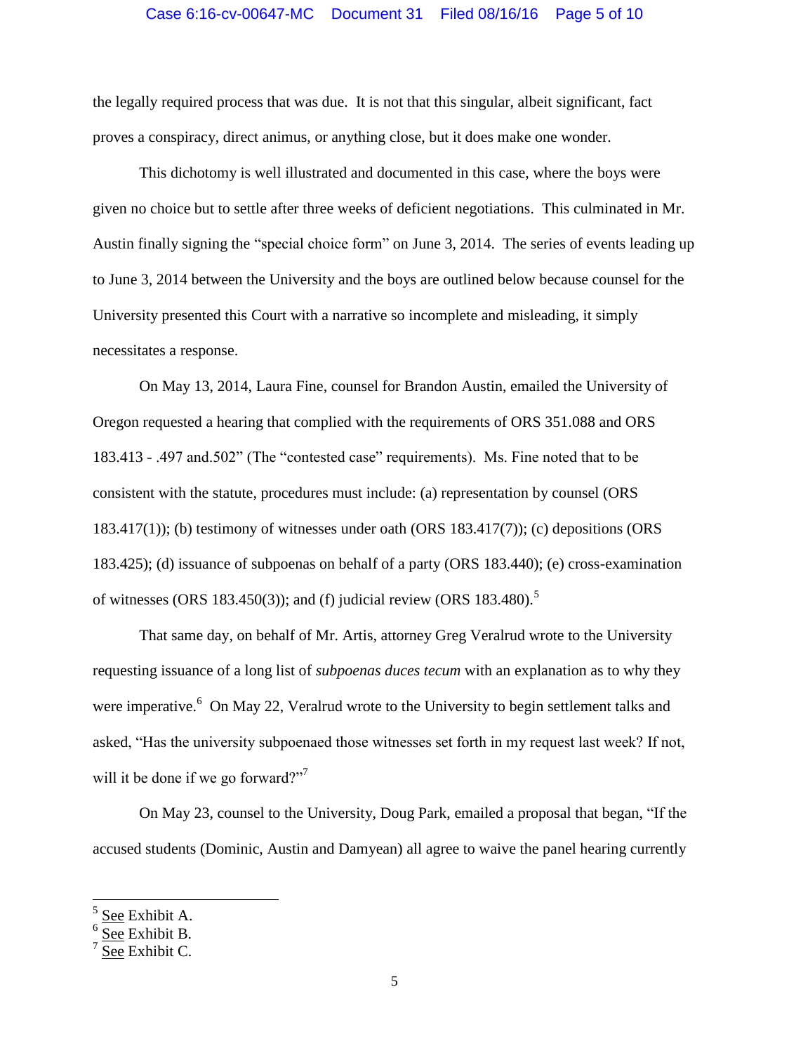the legally required process that was due. It is not that this singular, albeit significant, fact proves a conspiracy, direct animus, or anything close, but it does make one wonder.

This dichotomy is well illustrated and documented in this case, where the boys were given no choice but to settle after three weeks of deficient negotiations. This culminated in Mr. Austin finally signing the "special choice form" on June 3, 2014. The series of events leading up to June 3, 2014 between the University and the boys are outlined below because counsel for the University presented this Court with a narrative so incomplete and misleading, it simply necessitates a response.

On May 13, 2014, Laura Fine, counsel for Brandon Austin, emailed the University of Oregon requested a hearing that complied with the requirements of ORS 351.088 and ORS 183.413 - .497 and.502" (The "contested case" requirements). Ms. Fine noted that to be consistent with the statute, procedures must include: (a) representation by counsel (ORS 183.417(1)); (b) testimony of witnesses under oath (ORS 183.417(7)); (c) depositions (ORS 183.425); (d) issuance of subpoenas on behalf of a party (ORS 183.440); (e) cross-examination of witnesses (ORS 183.450(3)); and (f) judicial review (ORS 183.480).[5]

That same day, on behalf of Mr. Artis, attorney Greg Veralrud wrote to the University requesting issuance of a long list of *subpoenas duces tecum* with an explanation as to why they were imperative.[6] On May 22, Veralrud wrote to the University to begin settlement talks and asked, "Has the university subpoenaed those witnesses set forth in my request last week? If not, will it be done if we go forward?"[7]

On May 23, counsel to the University, Doug Park, emailed a proposal that began, "If the accused students (Dominic, Austin and Damyean) all agree to waive the panel hearing currently

---

[5] See Exhibit A.
[6] See Exhibit B.
[7] See Exhibit C.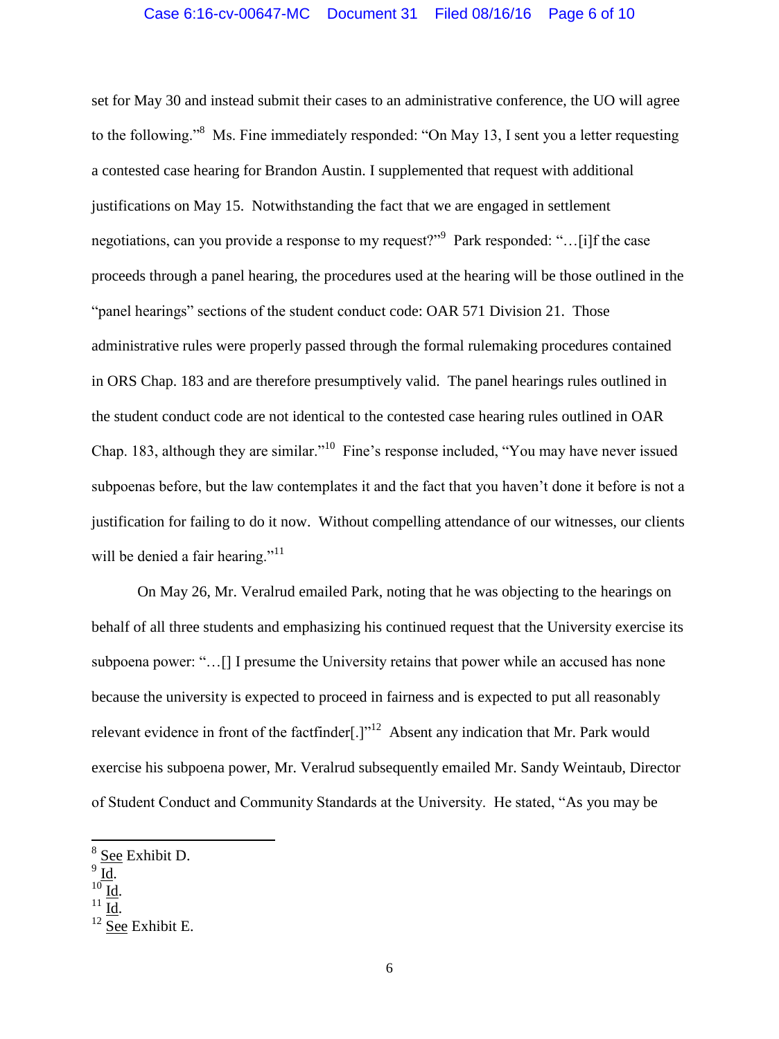set for May 30 and instead submit their cases to an administrative conference, the UO will agree to the following."[8] Ms. Fine immediately responded: "On May 13, I sent you a letter requesting a contested case hearing for Brandon Austin. I supplemented that request with additional justifications on May 15. Notwithstanding the fact that we are engaged in settlement negotiations, can you provide a response to my request?"[9] Park responded: "…[i]f the case proceeds through a panel hearing, the procedures used at the hearing will be those outlined in the "panel hearings" sections of the student conduct code: OAR 571 Division 21. Those administrative rules were properly passed through the formal rulemaking procedures contained in ORS Chap. 183 and are therefore presumptively valid. The panel hearings rules outlined in the student conduct code are not identical to the contested case hearing rules outlined in OAR Chap. 183, although they are similar."[10] Fine's response included, "You may have never issued subpoenas before, but the law contemplates it and the fact that you haven't done it before is not a justification for failing to do it now. Without compelling attendance of our witnesses, our clients will be denied a fair hearing."[11]

On May 26, Mr. Veralrud emailed Park, noting that he was objecting to the hearings on behalf of all three students and emphasizing his continued request that the University exercise its subpoena power: "…[] I presume the University retains that power while an accused has none because the university is expected to proceed in fairness and is expected to put all reasonably relevant evidence in front of the factfinder[.]"[12] Absent any indication that Mr. Park would exercise his subpoena power, Mr. Veralrud subsequently emailed Mr. Sandy Weintaub, Director of Student Conduct and Community Standards at the University. He stated, "As you may be

---

[8] See Exhibit D.
[9] Id.
[10] Id.
[11] Id.
[12] See Exhibit E.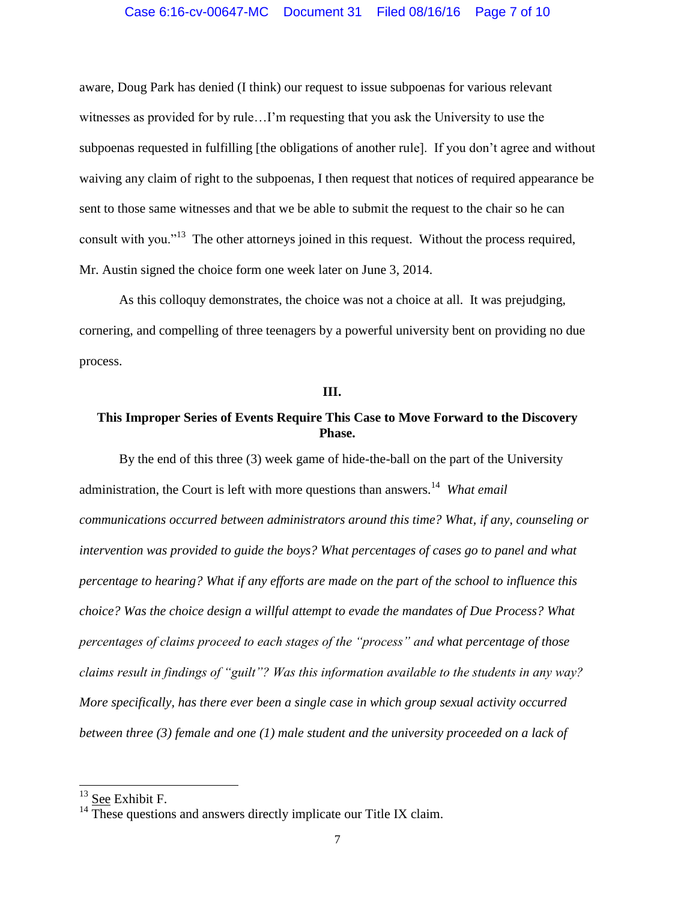aware, Doug Park has denied (I think) our request to issue subpoenas for various relevant witnesses as provided for by rule…I'm requesting that you ask the University to use the subpoenas requested in fulfilling [the obligations of another rule]. If you don't agree and without waiving any claim of right to the subpoenas, I then request that notices of required appearance be sent to those same witnesses and that we be able to submit the request to the chair so he can consult with you."[13] The other attorneys joined in this request. Without the process required, Mr. Austin signed the choice form one week later on June 3, 2014.

As this colloquy demonstrates, the choice was not a choice at all. It was prejudging, cornering, and compelling of three teenagers by a powerful university bent on providing no due process.

## III.

## This Improper Series of Events Require This Case to Move Forward to the Discovery Phase.

By the end of this three (3) week game of hide-the-ball on the part of the University administration, the Court is left with more questions than answers.[14] *What email communications occurred between administrators around this time? What, if any, counseling or intervention was provided to guide the boys? What percentages of cases go to panel and what percentage to hearing? What if any efforts are made on the part of the school to influence this choice? Was the choice design a willful attempt to evade the mandates of Due Process? What percentages of claims proceed to each stages of the "process" and what percentage of those claims result in findings of "guilt"? Was this information available to the students in any way? More specifically, has there ever been a single case in which group sexual activity occurred between three (3) female and one (1) male student and the university proceeded on a lack of*

---

[13] See Exhibit F.

[14] These questions and answers directly implicate our Title IX claim.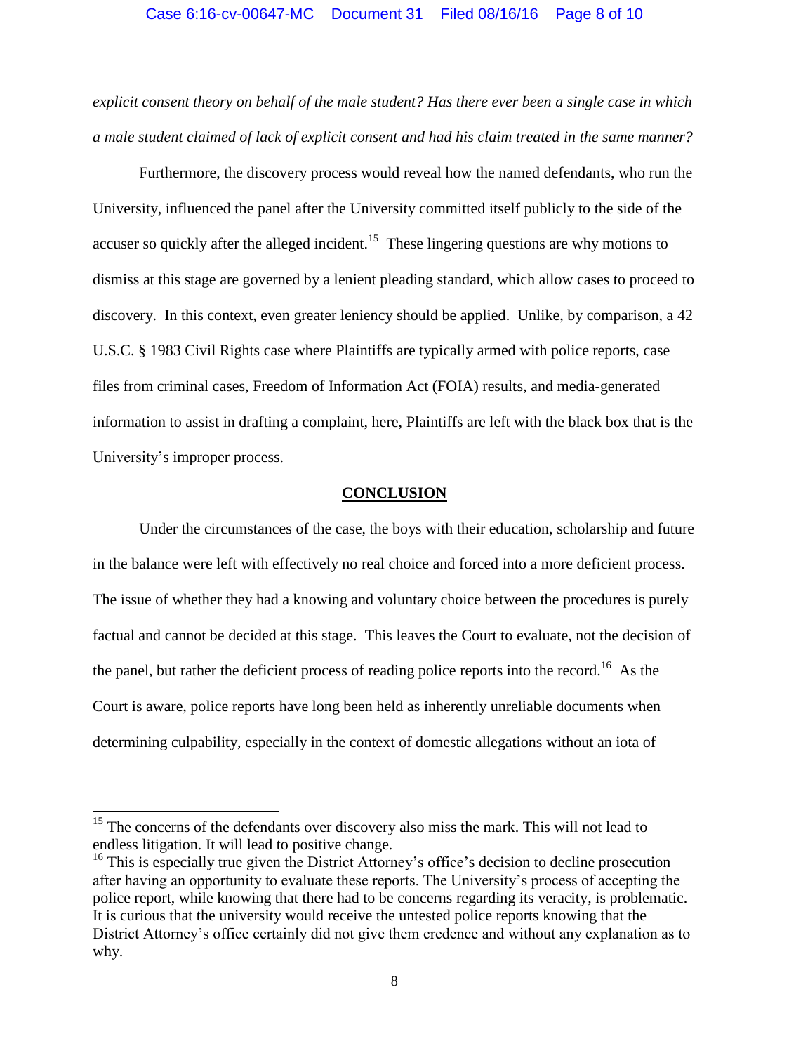*explicit consent theory on behalf of the male student? Has there ever been a single case in which a male student claimed of lack of explicit consent and had his claim treated in the same manner?*

Furthermore, the discovery process would reveal how the named defendants, who run the University, influenced the panel after the University committed itself publicly to the side of the accuser so quickly after the alleged incident.[15] These lingering questions are why motions to dismiss at this stage are governed by a lenient pleading standard, which allow cases to proceed to discovery. In this context, even greater leniency should be applied. Unlike, by comparison, a 42 U.S.C. § 1983 Civil Rights case where Plaintiffs are typically armed with police reports, case files from criminal cases, Freedom of Information Act (FOIA) results, and media-generated information to assist in drafting a complaint, here, Plaintiffs are left with the black box that is the University's improper process.

## CONCLUSION

Under the circumstances of the case, the boys with their education, scholarship and future in the balance were left with effectively no real choice and forced into a more deficient process. The issue of whether they had a knowing and voluntary choice between the procedures is purely factual and cannot be decided at this stage. This leaves the Court to evaluate, not the decision of the panel, but rather the deficient process of reading police reports into the record.[16] As the Court is aware, police reports have long been held as inherently unreliable documents when determining culpability, especially in the context of domestic allegations without an iota of

---

[15] The concerns of the defendants over discovery also miss the mark. This will not lead to endless litigation. It will lead to positive change.

[16] This is especially true given the District Attorney's office's decision to decline prosecution after having an opportunity to evaluate these reports. The University's process of accepting the police report, while knowing that there had to be concerns regarding its veracity, is problematic. It is curious that the university would receive the untested police reports knowing that the District Attorney's office certainly did not give them credence and without any explanation as to why.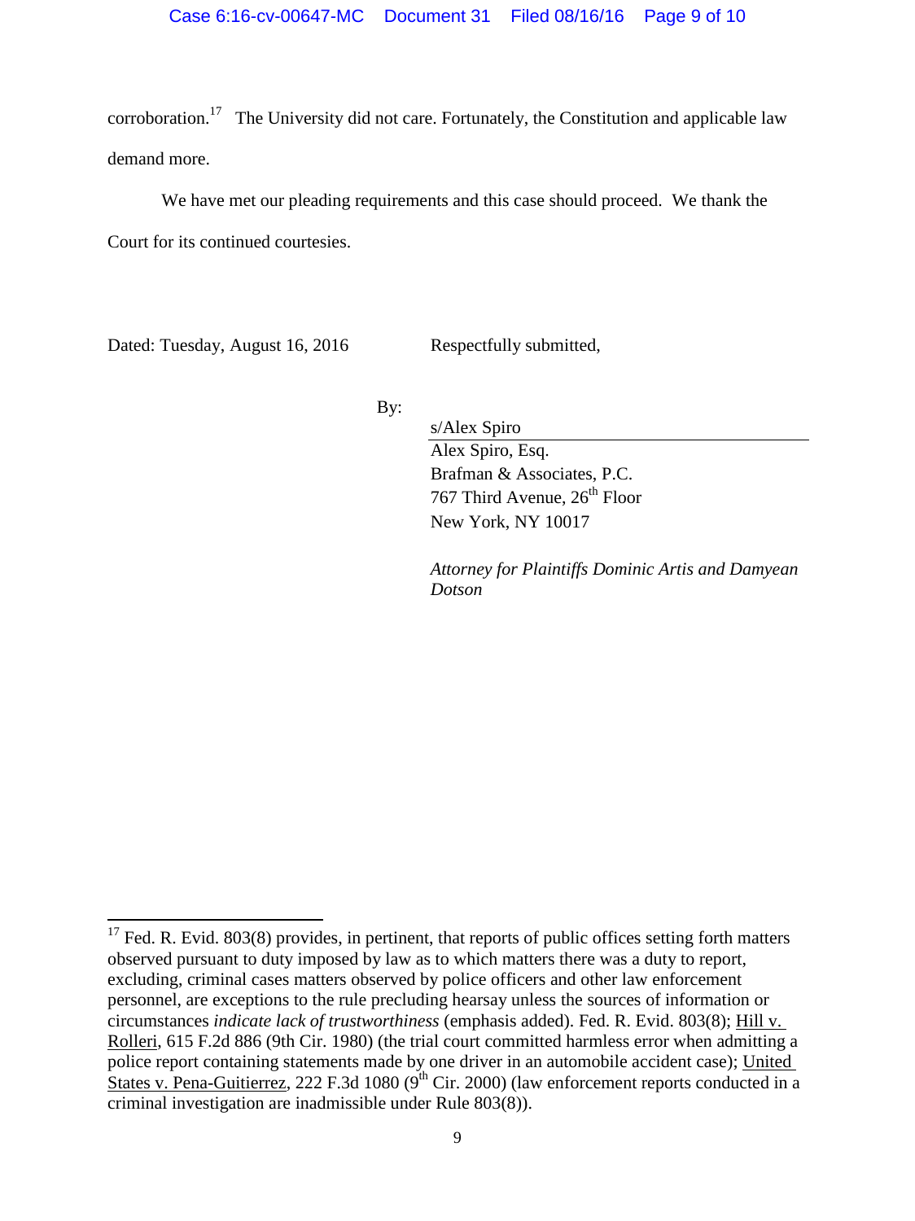corroboration.[17] The University did not care. Fortunately, the Constitution and applicable law demand more.

We have met our pleading requirements and this case should proceed. We thank the Court for its continued courtesies.

Dated: Tuesday, August 16, 2016

Respectfully submitted,

By:

s/Alex Spiro
Alex Spiro, Esq.
Brafman & Associates, P.C.
767 Third Avenue, 26th Floor
New York, NY 10017

*Attorney for Plaintiffs Dominic Artis and Damyean Dotson*

---

[17] Fed. R. Evid. 803(8) provides, in pertinent, that reports of public offices setting forth matters observed pursuant to duty imposed by law as to which matters there was a duty to report, excluding, criminal cases matters observed by police officers and other law enforcement personnel, are exceptions to the rule precluding hearsay unless the sources of information or circumstances *indicate lack of trustworthiness* (emphasis added). Fed. R. Evid. 803(8); Hill v. Rolleri, 615 F.2d 886 (9th Cir. 1980) (the trial court committed harmless error when admitting a police report containing statements made by one driver in an automobile accident case); United States v. Pena-Guitierrez, 222 F.3d 1080 (9th Cir. 2000) (law enforcement reports conducted in a criminal investigation are inadmissible under Rule 803(8)).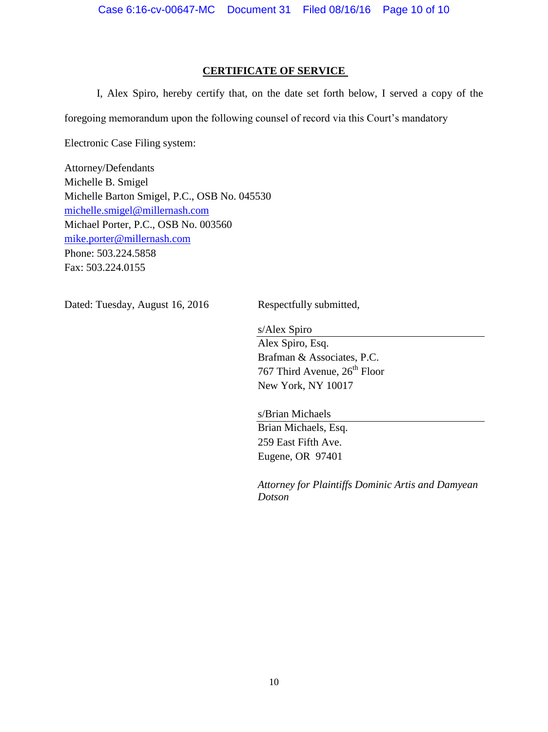## CERTIFICATE OF SERVICE

I, Alex Spiro, hereby certify that, on the date set forth below, I served a copy of the foregoing memorandum upon the following counsel of record via this Court's mandatory Electronic Case Filing system:

Attorney/Defendants
Michelle B. Smigel
Michelle Barton Smigel, P.C., OSB No. 045530
michelle.smigel@millernash.com
Michael Porter, P.C., OSB No. 003560
mike.porter@millernash.com
Phone: 503.224.5858
Fax: 503.224.0155

Dated: Tuesday, August 16, 2016

Respectfully submitted,

s/Alex Spiro
Alex Spiro, Esq.
Brafman & Associates, P.C.
767 Third Avenue, 26th Floor
New York, NY 10017

s/Brian Michaels
Brian Michaels, Esq.
259 East Fifth Ave.
Eugene, OR 97401

*Attorney for Plaintiffs Dominic Artis and Damyean Dotson*